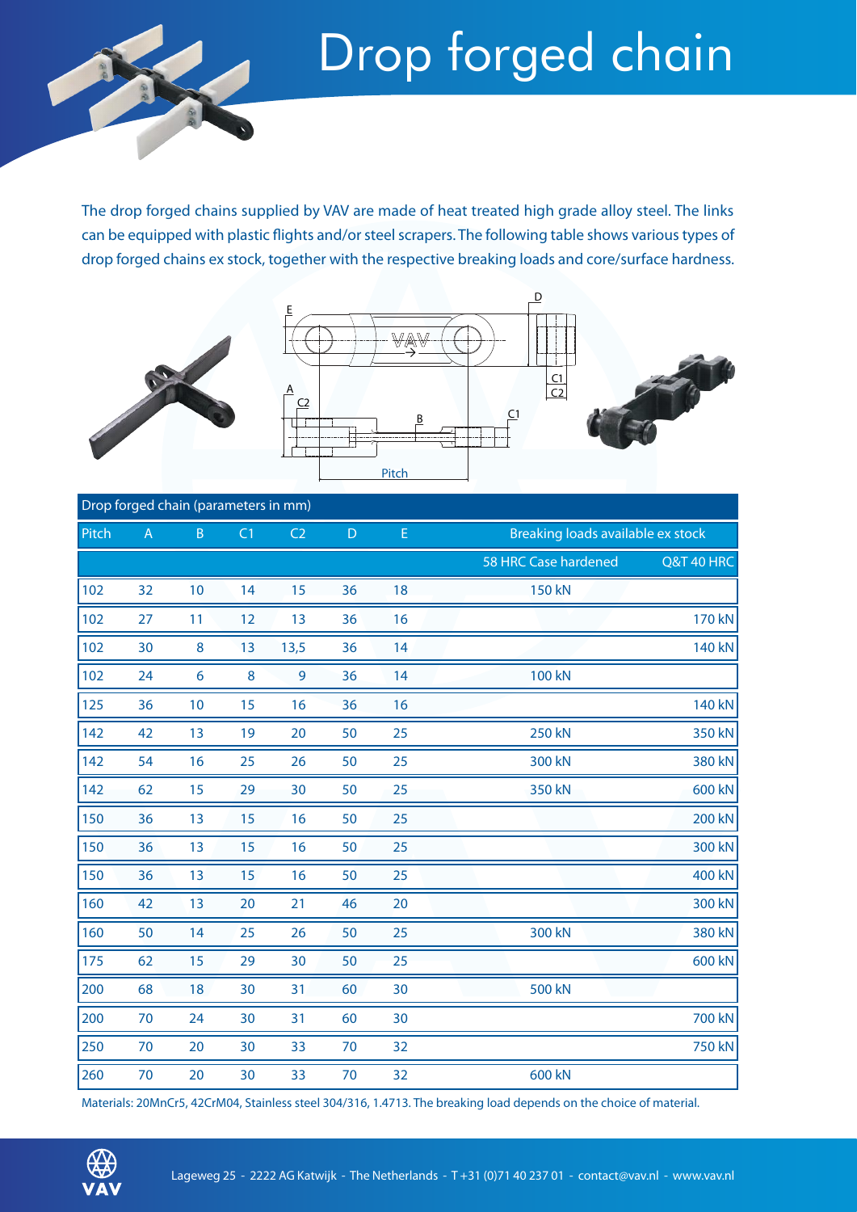# Drop forged chain

The drop forged chains supplied by VAV are made of heat treated high grade alloy steel. The links can be equipped with plastic flights and/or steel scrapers. The following table shows various types of drop forged chains ex stock, together with the respective breaking loads and core/surface hardness.

**Drop forged chain (parameters in mm)**

| Pitch | A | B | C1 | C2 | D | E | Breaking loads available ex stock | |
|---|---|---|---|---|---|---|---|---|
| | | | | | | | 58 HRC Case hardened | Q&T 40 HRC |
| 102 | 32 | 10 | 14 | 15 | 36 | 18 | 150 kN | |
| 102 | 27 | 11 | 12 | 13 | 36 | 16 | | 170 kN |
| 102 | 30 | 8 | 13 | 13,5 | 36 | 14 | | 140 kN |
| 102 | 24 | 6 | 8 | 9 | 36 | 14 | 100 kN | |
| 125 | 36 | 10 | 15 | 16 | 36 | 16 | | 140 kN |
| 142 | 42 | 13 | 19 | 20 | 50 | 25 | 250 kN | 350 kN |
| 142 | 54 | 16 | 25 | 26 | 50 | 25 | 300 kN | 380 kN |
| 142 | 62 | 15 | 29 | 30 | 50 | 25 | 350 kN | 600 kN |
| 150 | 36 | 13 | 15 | 16 | 50 | 25 | | 200 kN |
| 150 | 36 | 13 | 15 | 16 | 50 | 25 | | 300 kN |
| 150 | 36 | 13 | 15 | 16 | 50 | 25 | | 400 kN |
| 160 | 42 | 13 | 20 | 21 | 46 | 20 | | 300 kN |
| 160 | 50 | 14 | 25 | 26 | 50 | 25 | 300 kN | 380 kN |
| 175 | 62 | 15 | 29 | 30 | 50 | 25 | | 600 kN |
| 200 | 68 | 18 | 30 | 31 | 60 | 30 | 500 kN | |
| 200 | 70 | 24 | 30 | 31 | 60 | 30 | | 700 kN |
| 250 | 70 | 20 | 30 | 33 | 70 | 32 | | 750 kN |
| 260 | 70 | 20 | 30 | 33 | 70 | 32 | 600 kN | |

Materials: 20MnCr5, 42CrM04, Stainless steel 304/316, 1.4713. The breaking load depends on the choice of material.

Lageweg 25 - 2222 AG Katwijk - The Netherlands - T +31 (0)71 40 237 01 - contact@vav.nl - www.vav.nl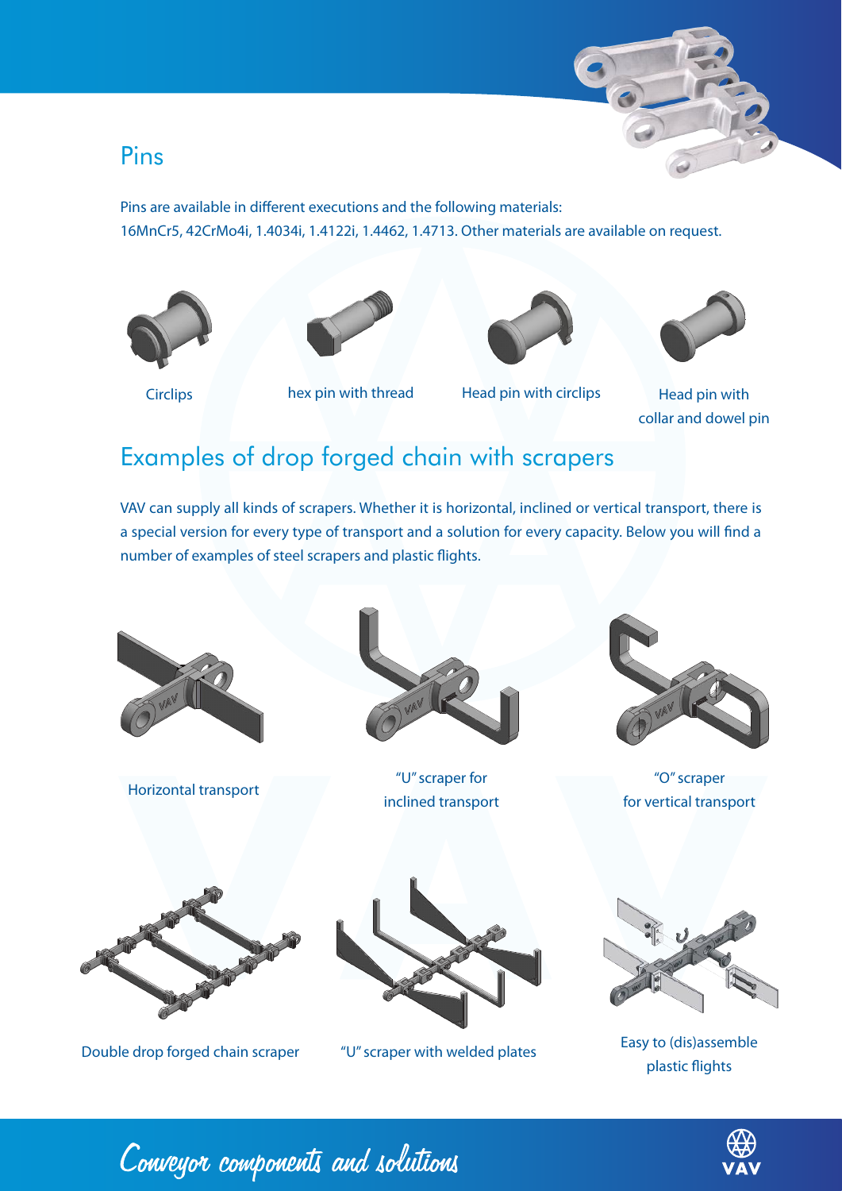## Pins

Pins are available in different executions and the following materials:
16MnCr5, 42CrMo4i, 1.4034i, 1.4122i, 1.4462, 1.4713. Other materials are available on request.

Circlips

hex pin with thread

Head pin with circlips

Head pin with collar and dowel pin

## Examples of drop forged chain with scrapers

VAV can supply all kinds of scrapers. Whether it is horizontal, inclined or vertical transport, there is a special version for every type of transport and a solution for every capacity. Below you will find a number of examples of steel scrapers and plastic flights.

Horizontal transport

"U" scraper for inclined transport

"O" scraper for vertical transport

Double drop forged chain scraper

"U" scraper with welded plates

Easy to (dis)assemble plastic flights

*Conveyor components and solutions*